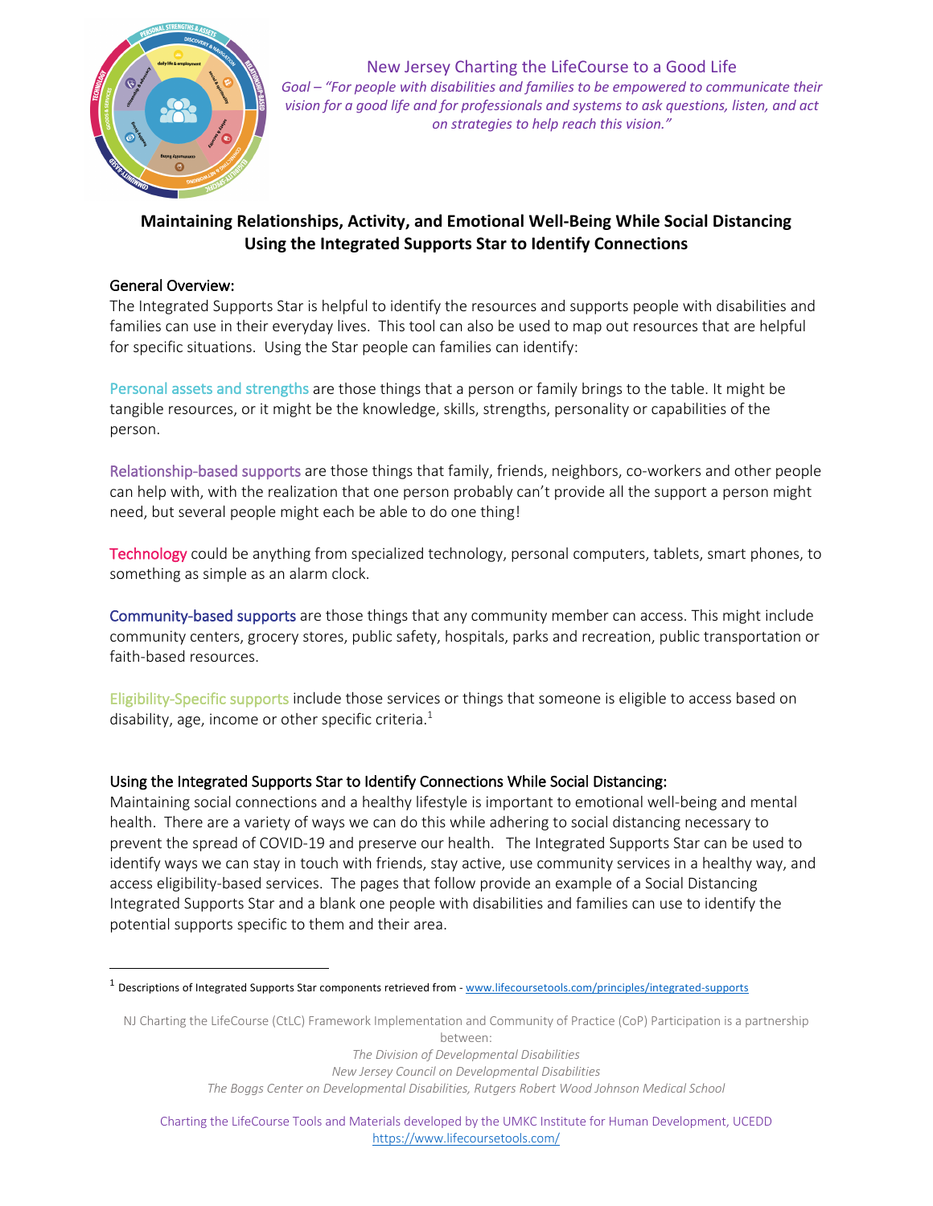New Jersey Charting the LifeCourse to a Good Life

*Goal – "For people with disabilities and families to be empowered to communicate their vision for a good life and for professionals and systems to ask questions, listen, and act on strategies to help reach this vision."*

## Maintaining Relationships, Activity, and Emotional Well-Being While Social Distancing Using the Integrated Supports Star to Identify Connections

### General Overview:

The Integrated Supports Star is helpful to identify the resources and supports people with disabilities and families can use in their everyday lives. This tool can also be used to map out resources that are helpful for specific situations. Using the Star people can families can identify:

Personal assets and strengths are those things that a person or family brings to the table. It might be tangible resources, or it might be the knowledge, skills, strengths, personality or capabilities of the person.

Relationship-based supports are those things that family, friends, neighbors, co-workers and other people can help with, with the realization that one person probably can't provide all the support a person might need, but several people might each be able to do one thing!

Technology could be anything from specialized technology, personal computers, tablets, smart phones, to something as simple as an alarm clock.

Community-based supports are those things that any community member can access. This might include community centers, grocery stores, public safety, hospitals, parks and recreation, public transportation or faith-based resources.

Eligibility-Specific supports include those services or things that someone is eligible to access based on disability, age, income or other specific criteria.[1]

### Using the Integrated Supports Star to Identify Connections While Social Distancing:

Maintaining social connections and a healthy lifestyle is important to emotional well-being and mental health. There are a variety of ways we can do this while adhering to social distancing necessary to prevent the spread of COVID-19 and preserve our health. The Integrated Supports Star can be used to identify ways we can stay in touch with friends, stay active, use community services in a healthy way, and access eligibility-based services. The pages that follow provide an example of a Social Distancing Integrated Supports Star and a blank one people with disabilities and families can use to identify the potential supports specific to them and their area.

---

[1] Descriptions of Integrated Supports Star components retrieved from - www.lifecoursetools.com/principles/integrated-supports

NJ Charting the LifeCourse (CtLC) Framework Implementation and Community of Practice (CoP) Participation is a partnership between:
*The Division of Developmental Disabilities*
*New Jersey Council on Developmental Disabilities*
*The Boggs Center on Developmental Disabilities, Rutgers Robert Wood Johnson Medical School*

Charting the LifeCourse Tools and Materials developed by the UMKC Institute for Human Development, UCEDD
https://www.lifecoursetools.com/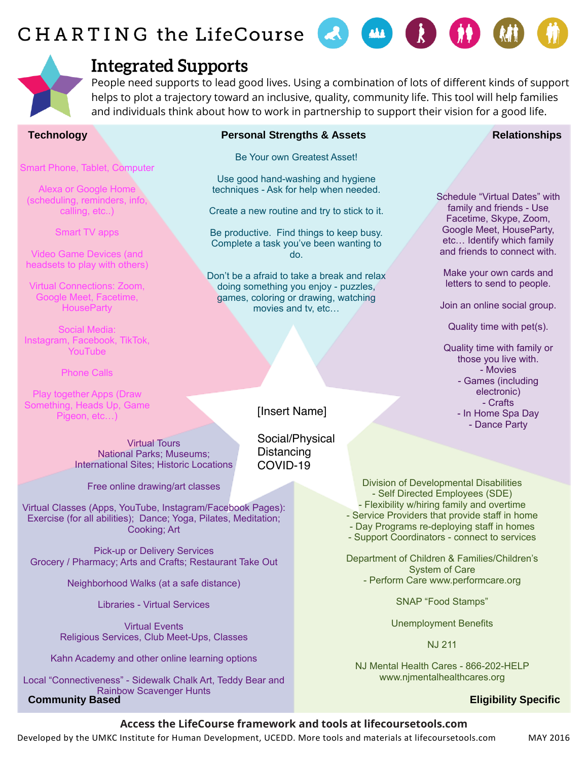# CHARTING the LifeCourse

## Integrated Supports

People need supports to lead good lives. Using a combination of lots of different kinds of support helps to plot a trajectory toward an inclusive, quality, community life. This tool will help families and individuals think about how to work in partnership to support their vision for a good life.

### Technology

Smart Phone, Tablet, Computer

Alexa or Google Home (scheduling, reminders, info, calling, etc..)

Smart TV apps

Video Game Devices (and headsets to play with others)

Virtual Connections: Zoom, Google Meet, Facetime, HouseParty

Social Media: Instagram, Facebook, TikTok, YouTube

Phone Calls

Play together Apps (Draw Something, Heads Up, Game Pigeon, etc…)

### Personal Strengths & Assets

Be Your own Greatest Asset!

Use good hand-washing and hygiene techniques - Ask for help when needed.

Create a new routine and try to stick to it.

Be productive. Find things to keep busy. Complete a task you've been wanting to do.

Don't be a afraid to take a break and relax doing something you enjoy - puzzles, games, coloring or drawing, watching movies and tv, etc…

### Relationships

Schedule "Virtual Dates" with family and friends - Use Facetime, Skype, Zoom, Google Meet, HouseParty, etc… Identify which family and friends to connect with.

Make your own cards and letters to send to people.

Join an online social group.

Quality time with pet(s).

Quality time with family or those you live with.
- Movies
- Games (including electronic)
- Crafts
- In Home Spa Day
- Dance Party

[Insert Name]

Social/Physical Distancing COVID-19

### Community Based

Virtual Tours
National Parks; Museums; International Sites; Historic Locations

Free online drawing/art classes

Virtual Classes (Apps, YouTube, Instagram/Facebook Pages): Exercise (for all abilities); Dance; Yoga, Pilates, Meditation; Cooking; Art

Pick-up or Delivery Services
Grocery / Pharmacy; Arts and Crafts; Restaurant Take Out

Neighborhood Walks (at a safe distance)

Libraries - Virtual Services

Virtual Events
Religious Services, Club Meet-Ups, Classes

Kahn Academy and other online learning options

Local "Connectiveness" - Sidewalk Chalk Art, Teddy Bear and Rainbow Scavenger Hunts

### Eligibility Specific

Division of Developmental Disabilities
- Self Directed Employees (SDE)
- Flexibility w/hiring family and overtime
- Service Providers that provide staff in home
- Day Programs re-deploying staff in homes
- Support Coordinators - connect to services

Department of Children & Families/Children's System of Care
- Perform Care www.performcare.org

SNAP "Food Stamps"

Unemployment Benefits

NJ 211

NJ Mental Health Cares - 866-202-HELP www.njmentalhealthcares.org

**Access the LifeCourse framework and tools at lifecoursetools.com**

Developed by the UMKC Institute for Human Development, UCEDD. More tools and materials at lifecoursetools.com MAY 2016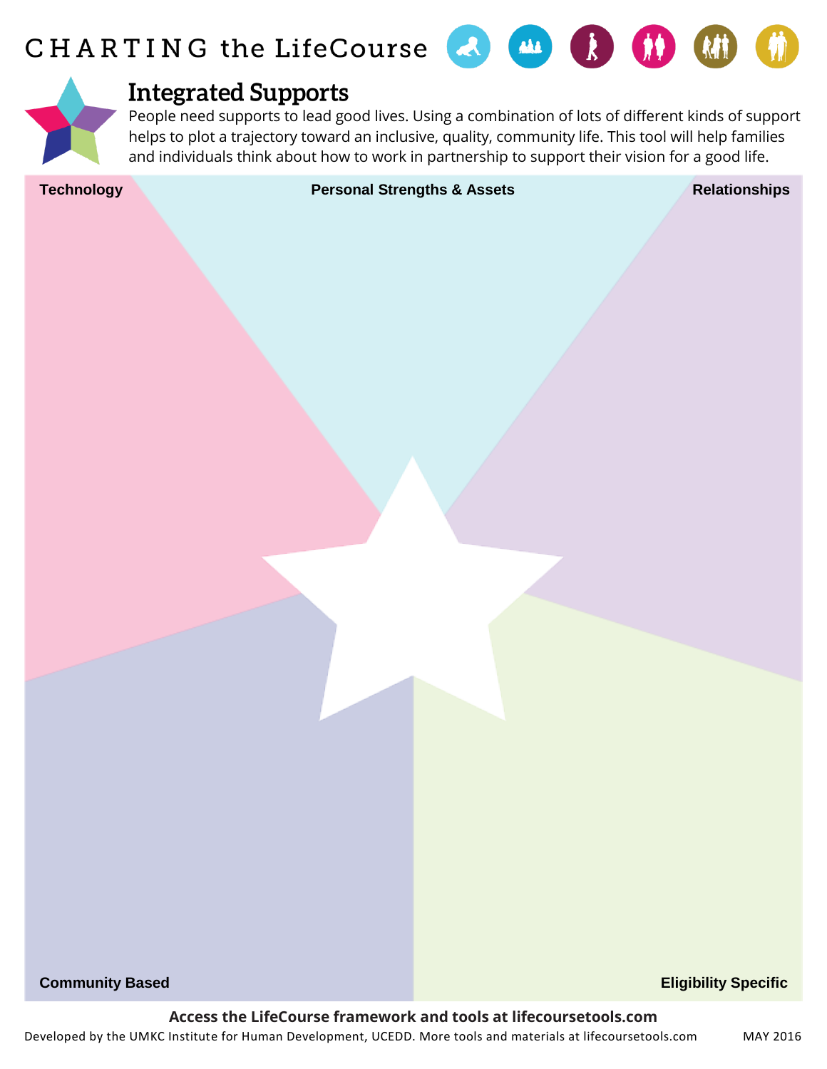CHARTING the LifeCourse

# Integrated Supports

People need supports to lead good lives. Using a combination of lots of different kinds of support helps to plot a trajectory toward an inclusive, quality, community life. This tool will help families and individuals think about how to work in partnership to support their vision for a good life.

Technology

Personal Strengths & Assets

Relationships

Community Based

Eligibility Specific

**Access the LifeCourse framework and tools at lifecoursetools.com**

Developed by the UMKC Institute for Human Development, UCEDD. More tools and materials at lifecoursetools.com MAY 2016